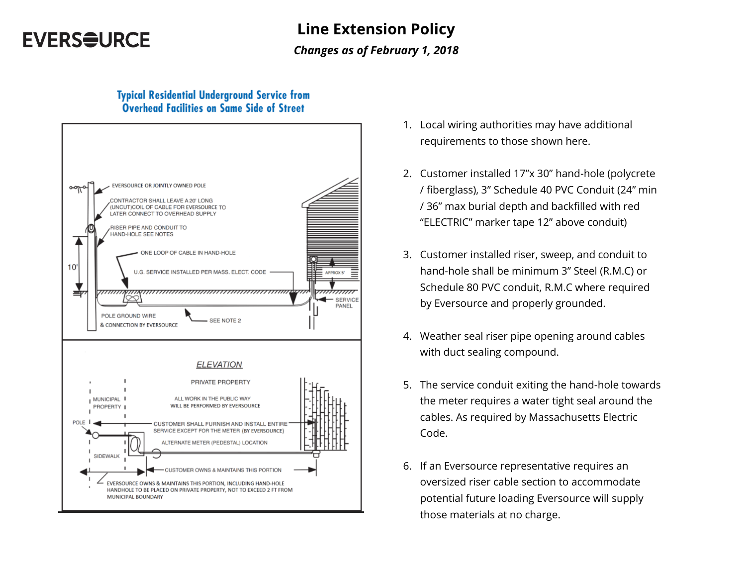# Line Extension Policy

***Changes as of February 1, 2018***

## Typical Residential Underground Service from Overhead Facilities on Same Side of Street

EVERSOURCE OR JOINTLY OWNED POLE

CONTRACTOR SHALL LEAVE A 20' LONG (UNCUT)COIL OF CABLE FOR EVERSOURCE TO LATER CONNECT TO OVERHEAD SUPPLY

RISER PIPE AND CONDUIT TO HAND-HOLE SEE NOTES

ONE LOOP OF CABLE IN HAND-HOLE

U.G. SERVICE INSTALLED PER MASS. ELECT. CODE

10'

APPROX 5'

SERVICE PANEL

POLE GROUND WIRE & CONNECTION BY EVERSOURCE

SEE NOTE 2

ELEVATION

PRIVATE PROPERTY

MUNICIPAL PROPERTY

ALL WORK IN THE PUBLIC WAY WILL BE PERFORMED BY EVERSOURCE

POLE

CUSTOMER SHALL FURNISH AND INSTALL ENTIRE SERVICE EXCEPT FOR THE METER (BY EVERSOURCE)

ALTERNATE METER (PEDESTAL) LOCATION

SIDEWALK

CUSTOMER OWNS & MAINTAINS THIS PORTION

EVERSOURCE OWNS & MAINTAINS THIS PORTION, INCLUDING HAND-HOLE HANDHOLE TO BE PLACED ON PRIVATE PROPERTY, NOT TO EXCEED 2 FT FROM MUNICIPAL BOUNDARY

1. Local wiring authorities may have additional requirements to those shown here.

2. Customer installed 17"x 30" hand-hole (polycrete / fiberglass), 3" Schedule 40 PVC Conduit (24" min / 36" max burial depth and backfilled with red "ELECTRIC" marker tape 12" above conduit)

3. Customer installed riser, sweep, and conduit to hand-hole shall be minimum 3" Steel (R.M.C) or Schedule 80 PVC conduit, R.M.C where required by Eversource and properly grounded.

4. Weather seal riser pipe opening around cables with duct sealing compound.

5. The service conduit exiting the hand-hole towards the meter requires a water tight seal around the cables. As required by Massachusetts Electric Code.

6. If an Eversource representative requires an oversized riser cable section to accommodate potential future loading Eversource will supply those materials at no charge.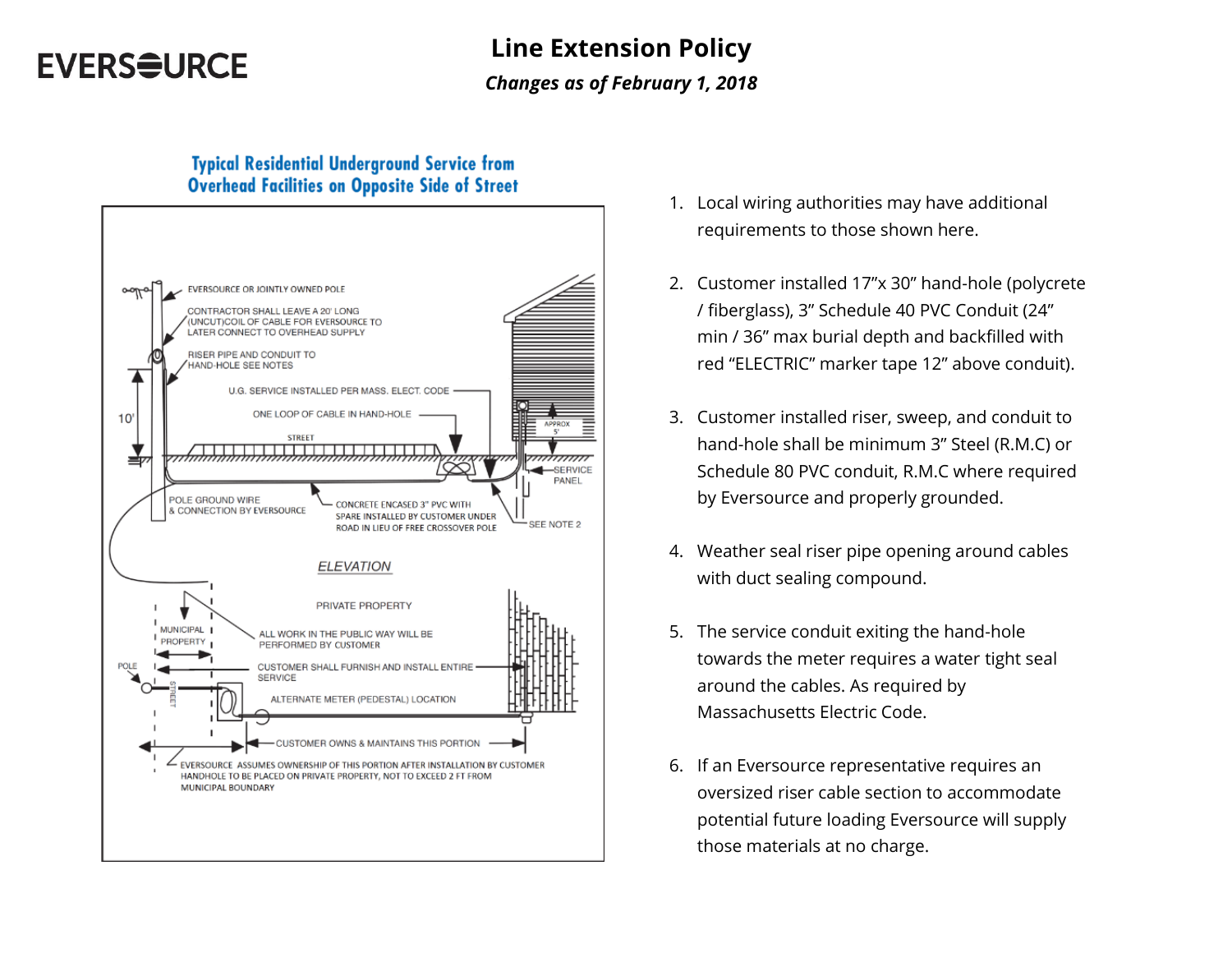# Line Extension Policy

***Changes as of February 1, 2018***

## Typical Residential Underground Service from Overhead Facilities on Opposite Side of Street

EVERSOURCE OR JOINTLY OWNED POLE

CONTRACTOR SHALL LEAVE A 20' LONG (UNCUT)COIL OF CABLE FOR EVERSOURCE TO LATER CONNECT TO OVERHEAD SUPPLY

RISER PIPE AND CONDUIT TO HAND-HOLE SEE NOTES

U.G. SERVICE INSTALLED PER MASS. ELECT. CODE

ONE LOOP OF CABLE IN HAND-HOLE

10'

STREET

APPROX 5'

SERVICE PANEL

POLE GROUND WIRE & CONNECTION BY EVERSOURCE

CONCRETE ENCASED 3" PVC WITH SPARE INSTALLED BY CUSTOMER UNDER ROAD IN LIEU OF FREE CROSSOVER POLE

SEE NOTE 2

ELEVATION

PRIVATE PROPERTY

MUNICIPAL PROPERTY

ALL WORK IN THE PUBLIC WAY WILL BE PERFORMED BY CUSTOMER

POLE

STREET

CUSTOMER SHALL FURNISH AND INSTALL ENTIRE SERVICE

ALTERNATE METER (PEDESTAL) LOCATION

CUSTOMER OWNS & MAINTAINS THIS PORTION

EVERSOURCE ASSUMES OWNERSHIP OF THIS PORTION AFTER INSTALLATION BY CUSTOMER HANDHOLE TO BE PLACED ON PRIVATE PROPERTY, NOT TO EXCEED 2 FT FROM MUNICIPAL BOUNDARY

1. Local wiring authorities may have additional requirements to those shown here.
2. Customer installed 17"x 30" hand-hole (polycrete / fiberglass), 3" Schedule 40 PVC Conduit (24" min / 36" max burial depth and backfilled with red "ELECTRIC" marker tape 12" above conduit).
3. Customer installed riser, sweep, and conduit to hand-hole shall be minimum 3" Steel (R.M.C) or Schedule 80 PVC conduit, R.M.C where required by Eversource and properly grounded.
4. Weather seal riser pipe opening around cables with duct sealing compound.
5. The service conduit exiting the hand-hole towards the meter requires a water tight seal around the cables. As required by Massachusetts Electric Code.
6. If an Eversource representative requires an oversized riser cable section to accommodate potential future loading Eversource will supply those materials at no charge.